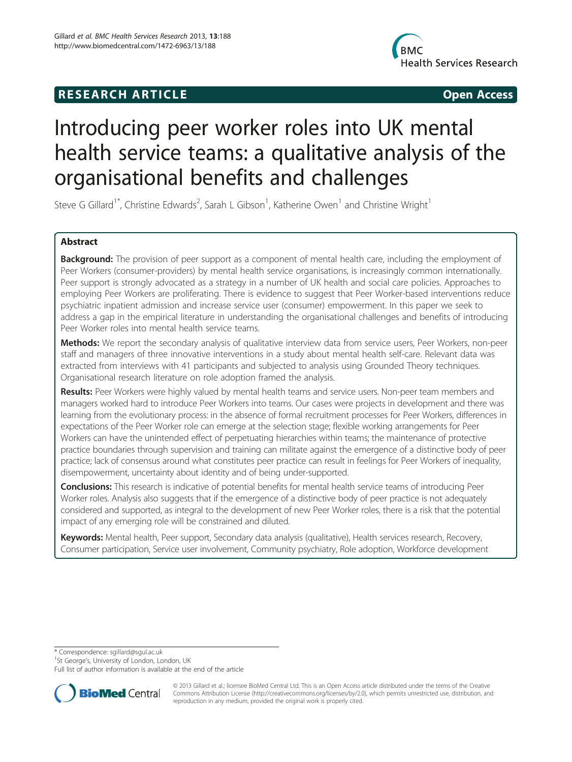RESEARCH ARTICLE **Open Access**

# Introducing peer worker roles into UK mental health service teams: a qualitative analysis of the organisational benefits and challenges

Steve G Gillard[1*], Christine Edwards[2], Sarah L Gibson[1], Katherine Owen[1] and Christine Wright[1]

## Abstract

**Background:** The provision of peer support as a component of mental health care, including the employment of Peer Workers (consumer-providers) by mental health service organisations, is increasingly common internationally. Peer support is strongly advocated as a strategy in a number of UK health and social care policies. Approaches to employing Peer Workers are proliferating. There is evidence to suggest that Peer Worker-based interventions reduce psychiatric inpatient admission and increase service user (consumer) empowerment. In this paper we seek to address a gap in the empirical literature in understanding the organisational challenges and benefits of introducing Peer Worker roles into mental health service teams.

**Methods:** We report the secondary analysis of qualitative interview data from service users, Peer Workers, non-peer staff and managers of three innovative interventions in a study about mental health self-care. Relevant data was extracted from interviews with 41 participants and subjected to analysis using Grounded Theory techniques. Organisational research literature on role adoption framed the analysis.

**Results:** Peer Workers were highly valued by mental health teams and service users. Non-peer team members and managers worked hard to introduce Peer Workers into teams. Our cases were projects in development and there was learning from the evolutionary process: in the absence of formal recruitment processes for Peer Workers, differences in expectations of the Peer Worker role can emerge at the selection stage; flexible working arrangements for Peer Workers can have the unintended effect of perpetuating hierarchies within teams; the maintenance of protective practice boundaries through supervision and training can militate against the emergence of a distinctive body of peer practice; lack of consensus around what constitutes peer practice can result in feelings for Peer Workers of inequality, disempowerment, uncertainty about identity and of being under-supported.

**Conclusions:** This research is indicative of potential benefits for mental health service teams of introducing Peer Worker roles. Analysis also suggests that if the emergence of a distinctive body of peer practice is not adequately considered and supported, as integral to the development of new Peer Worker roles, there is a risk that the potential impact of any emerging role will be constrained and diluted.

**Keywords:** Mental health, Peer support, Secondary data analysis (qualitative), Health services research, Recovery, Consumer participation, Service user involvement, Community psychiatry, Role adoption, Workforce development

---

* Correspondence: sgillard@sgul.ac.uk
[1]St George's, University of London, London, UK
Full list of author information is available at the end of the article

© 2013 Gillard et al.; licensee BioMed Central Ltd. This is an Open Access article distributed under the terms of the Creative Commons Attribution License (http://creativecommons.org/licenses/by/2.0), which permits unrestricted use, distribution, and reproduction in any medium, provided the original work is properly cited.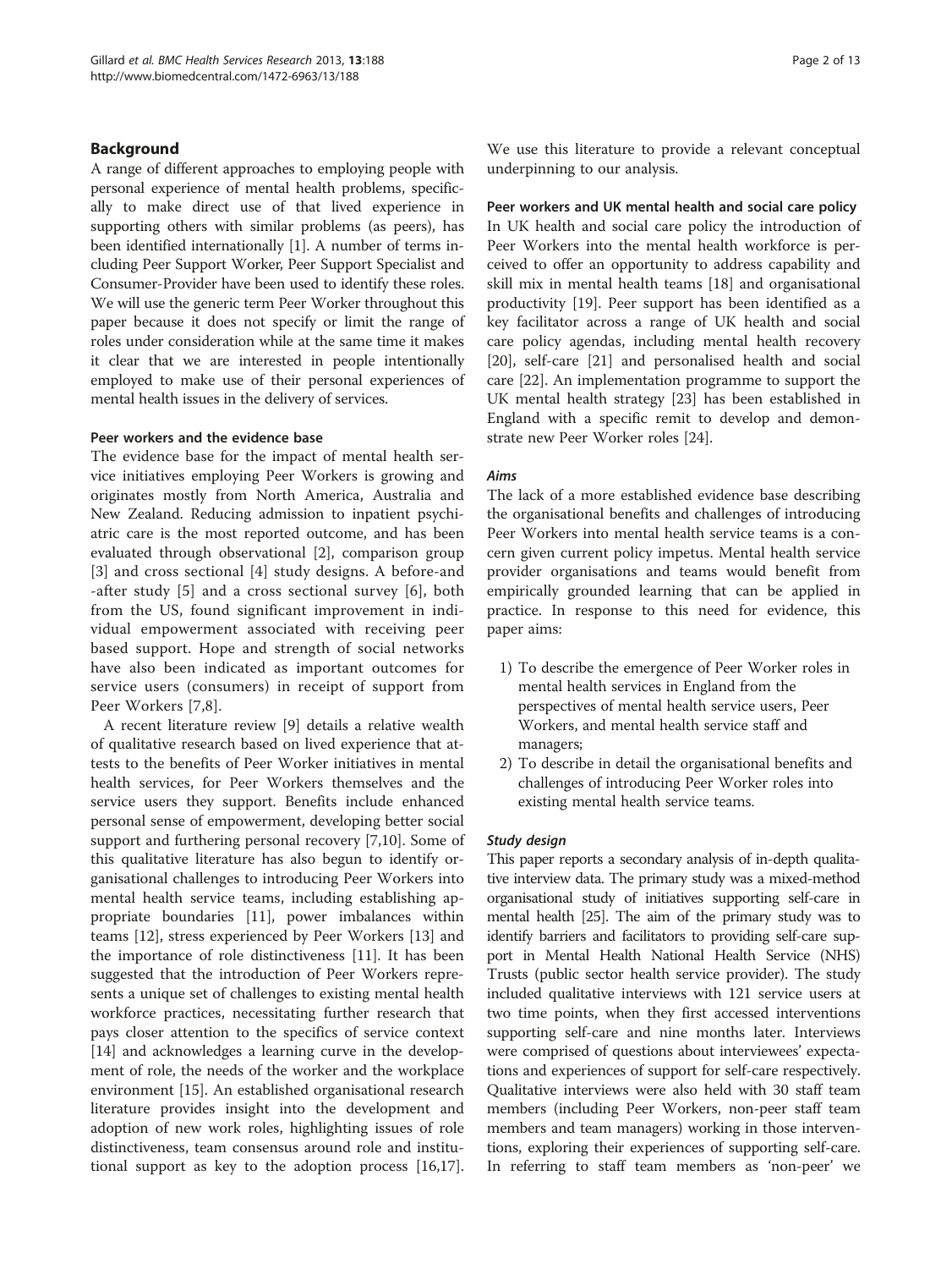## Background

A range of different approaches to employing people with personal experience of mental health problems, specifically to make direct use of that lived experience in supporting others with similar problems (as peers), has been identified internationally [1]. A number of terms including Peer Support Worker, Peer Support Specialist and Consumer-Provider have been used to identify these roles. We will use the generic term Peer Worker throughout this paper because it does not specify or limit the range of roles under consideration while at the same time it makes it clear that we are interested in people intentionally employed to make use of their personal experiences of mental health issues in the delivery of services.

### Peer workers and the evidence base

The evidence base for the impact of mental health service initiatives employing Peer Workers is growing and originates mostly from North America, Australia and New Zealand. Reducing admission to inpatient psychiatric care is the most reported outcome, and has been evaluated through observational [2], comparison group [3] and cross sectional [4] study designs. A before-and-after study [5] and a cross sectional survey [6], both from the US, found significant improvement in individual empowerment associated with receiving peer based support. Hope and strength of social networks have also been indicated as important outcomes for service users (consumers) in receipt of support from Peer Workers [7,8].

A recent literature review [9] details a relative wealth of qualitative research based on lived experience that attests to the benefits of Peer Worker initiatives in mental health services, for Peer Workers themselves and the service users they support. Benefits include enhanced personal sense of empowerment, developing better social support and furthering personal recovery [7,10]. Some of this qualitative literature has also begun to identify organisational challenges to introducing Peer Workers into mental health service teams, including establishing appropriate boundaries [11], power imbalances within teams [12], stress experienced by Peer Workers [13] and the importance of role distinctiveness [11]. It has been suggested that the introduction of Peer Workers represents a unique set of challenges to existing mental health workforce practices, necessitating further research that pays closer attention to the specifics of service context [14] and acknowledges a learning curve in the development of role, the needs of the worker and the workplace environment [15]. An established organisational research literature provides insight into the development and adoption of new work roles, highlighting issues of role distinctiveness, team consensus around role and institutional support as key to the adoption process [16,17]. We use this literature to provide a relevant conceptual underpinning to our analysis.

### Peer workers and UK mental health and social care policy

In UK health and social care policy the introduction of Peer Workers into the mental health workforce is perceived to offer an opportunity to address capability and skill mix in mental health teams [18] and organisational productivity [19]. Peer support has been identified as a key facilitator across a range of UK health and social care policy agendas, including mental health recovery [20], self-care [21] and personalised health and social care [22]. An implementation programme to support the UK mental health strategy [23] has been established in England with a specific remit to develop and demonstrate new Peer Worker roles [24].

#### *Aims*

The lack of a more established evidence base describing the organisational benefits and challenges of introducing Peer Workers into mental health service teams is a concern given current policy impetus. Mental health service provider organisations and teams would benefit from empirically grounded learning that can be applied in practice. In response to this need for evidence, this paper aims:

1) To describe the emergence of Peer Worker roles in mental health services in England from the perspectives of mental health service users, Peer Workers, and mental health service staff and managers;
2) To describe in detail the organisational benefits and challenges of introducing Peer Worker roles into existing mental health service teams.

#### *Study design*

This paper reports a secondary analysis of in-depth qualitative interview data. The primary study was a mixed-method organisational study of initiatives supporting self-care in mental health [25]. The aim of the primary study was to identify barriers and facilitators to providing self-care support in Mental Health National Health Service (NHS) Trusts (public sector health service provider). The study included qualitative interviews with 121 service users at two time points, when they first accessed interventions supporting self-care and nine months later. Interviews were comprised of questions about interviewees' expectations and experiences of support for self-care respectively. Qualitative interviews were also held with 30 staff team members (including Peer Workers, non-peer staff team members and team managers) working in those interventions, exploring their experiences of supporting self-care. In referring to staff team members as 'non-peer' we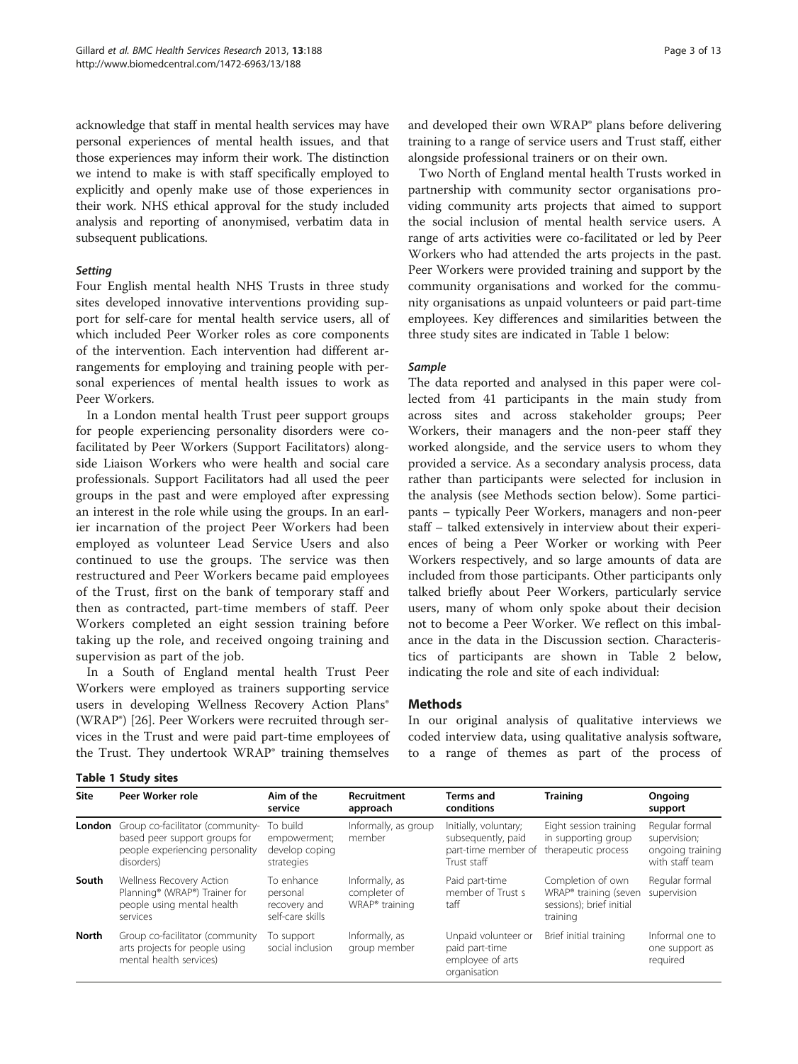acknowledge that staff in mental health services may have personal experiences of mental health issues, and that those experiences may inform their work. The distinction we intend to make is with staff specifically employed to explicitly and openly make use of those experiences in their work. NHS ethical approval for the study included analysis and reporting of anonymised, verbatim data in subsequent publications.

### Setting

Four English mental health NHS Trusts in three study sites developed innovative interventions providing support for self-care for mental health service users, all of which included Peer Worker roles as core components of the intervention. Each intervention had different arrangements for employing and training people with personal experiences of mental health issues to work as Peer Workers.

In a London mental health Trust peer support groups for people experiencing personality disorders were co-facilitated by Peer Workers (Support Facilitators) alongside Liaison Workers who were health and social care professionals. Support Facilitators had all used the peer groups in the past and were employed after expressing an interest in the role while using the groups. In an earlier incarnation of the project Peer Workers had been employed as volunteer Lead Service Users and also continued to use the groups. The service was then restructured and Peer Workers became paid employees of the Trust, first on the bank of temporary staff and then as contracted, part-time members of staff. Peer Workers completed an eight session training before taking up the role, and received ongoing training and supervision as part of the job.

In a South of England mental health Trust Peer Workers were employed as trainers supporting service users in developing Wellness Recovery Action Plans® (WRAP®) [26]. Peer Workers were recruited through services in the Trust and were paid part-time employees of the Trust. They undertook WRAP® training themselves and developed their own WRAP® plans before delivering training to a range of service users and Trust staff, either alongside professional trainers or on their own.

Two North of England mental health Trusts worked in partnership with community sector organisations providing community arts projects that aimed to support the social inclusion of mental health service users. A range of arts activities were co-facilitated or led by Peer Workers who had attended the arts projects in the past. Peer Workers were provided training and support by the community organisations and worked for the community organisations as unpaid volunteers or paid part-time employees. Key differences and similarities between the three study sites are indicated in Table 1 below:

**Table 1 Study sites**

| Site | Peer Worker role | Aim of the service | Recruitment approach | Terms and conditions | Training | Ongoing support |
|---|---|---|---|---|---|---|
| **London** | Group co-facilitator (community-based peer support groups for people experiencing personality disorders) | To build empowerment; develop coping strategies | Informally, as group member | Initially, voluntary; subsequently, paid part-time member of Trust staff | Eight session training in supporting group therapeutic process | Regular formal supervision; ongoing training with staff team |
| **South** | Wellness Recovery Action Planning® (WRAP®) Trainer for people using mental health services | To enhance personal recovery and self-care skills | Informally, as completer of WRAP® training | Paid part-time member of Trust s taff | Completion of own WRAP® training (seven sessions); brief initial training | Regular formal supervision |
| **North** | Group co-facilitator (community arts projects for people using mental health services) | To support social inclusion | Informally, as group member | Unpaid volunteer or paid part-time employee of arts organisation | Brief initial training | Informal one to one support as required |

### Sample

The data reported and analysed in this paper were collected from 41 participants in the main study from across sites and across stakeholder groups; Peer Workers, their managers and the non-peer staff they worked alongside, and the service users to whom they provided a service. As a secondary analysis process, data rather than participants were selected for inclusion in the analysis (see Methods section below). Some participants – typically Peer Workers, managers and non-peer staff – talked extensively in interview about their experiences of being a Peer Worker or working with Peer Workers respectively, and so large amounts of data are included from those participants. Other participants only talked briefly about Peer Workers, particularly service users, many of whom only spoke about their decision not to become a Peer Worker. We reflect on this imbalance in the data in the Discussion section. Characteristics of participants are shown in Table 2 below, indicating the role and site of each individual:

## Methods

In our original analysis of qualitative interviews we coded interview data, using qualitative analysis software, to a range of themes as part of the process of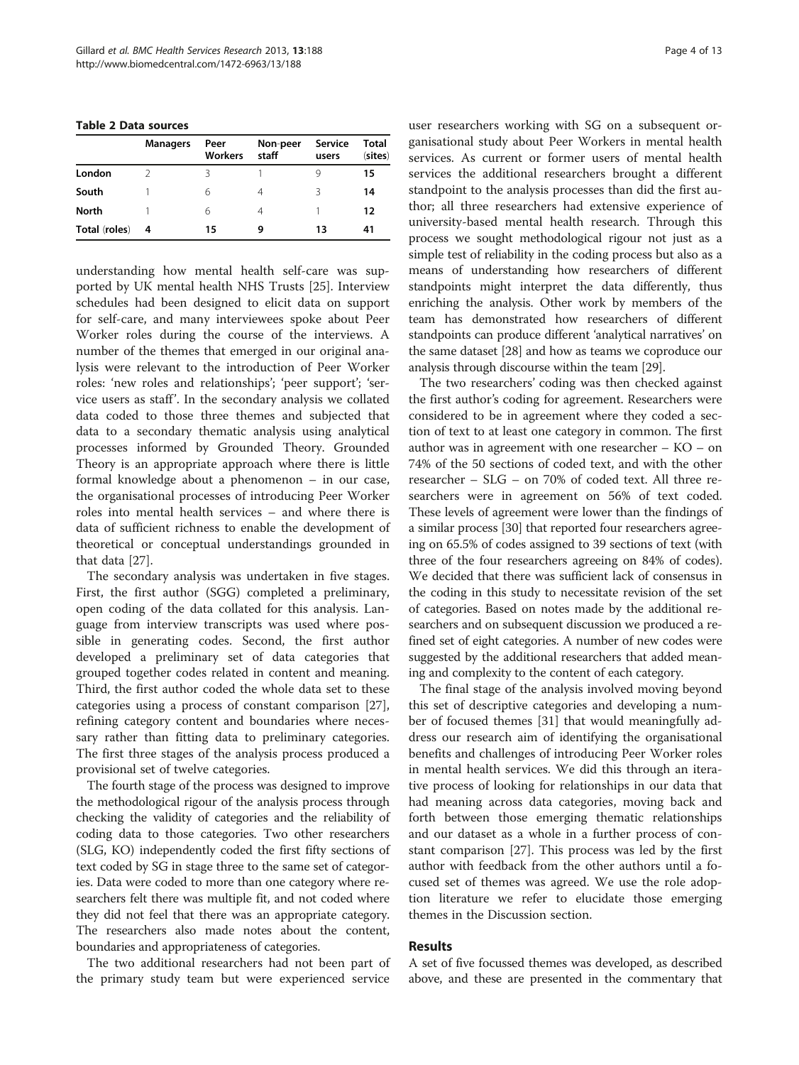**Table 2 Data sources**

| | Managers | Peer Workers | Non-peer staff | Service users | Total (sites) |
|---|---|---|---|---|---|
| London | 2 | 3 | 1 | 9 | **15** |
| South | 1 | 6 | 4 | 3 | **14** |
| North | 1 | 6 | 4 | 1 | **12** |
| Total (roles) | **4** | **15** | **9** | **13** | **41** |

understanding how mental health self-care was supported by UK mental health NHS Trusts [25]. Interview schedules had been designed to elicit data on support for self-care, and many interviewees spoke about Peer Worker roles during the course of the interviews. A number of the themes that emerged in our original analysis were relevant to the introduction of Peer Worker roles: 'new roles and relationships'; 'peer support'; 'service users as staff'. In the secondary analysis we collated data coded to those three themes and subjected that data to a secondary thematic analysis using analytical processes informed by Grounded Theory. Grounded Theory is an appropriate approach where there is little formal knowledge about a phenomenon – in our case, the organisational processes of introducing Peer Worker roles into mental health services – and where there is data of sufficient richness to enable the development of theoretical or conceptual understandings grounded in that data [27].

The secondary analysis was undertaken in five stages. First, the first author (SGG) completed a preliminary, open coding of the data collated for this analysis. Language from interview transcripts was used where possible in generating codes. Second, the first author developed a preliminary set of data categories that grouped together codes related in content and meaning. Third, the first author coded the whole data set to these categories using a process of constant comparison [27], refining category content and boundaries where necessary rather than fitting data to preliminary categories. The first three stages of the analysis process produced a provisional set of twelve categories.

The fourth stage of the process was designed to improve the methodological rigour of the analysis process through checking the validity of categories and the reliability of coding data to those categories. Two other researchers (SLG, KO) independently coded the first fifty sections of text coded by SG in stage three to the same set of categories. Data were coded to more than one category where researchers felt there was multiple fit, and not coded where they did not feel that there was an appropriate category. The researchers also made notes about the content, boundaries and appropriateness of categories.

The two additional researchers had not been part of the primary study team but were experienced service user researchers working with SG on a subsequent organisational study about Peer Workers in mental health services. As current or former users of mental health services the additional researchers brought a different standpoint to the analysis processes than did the first author; all three researchers had extensive experience of university-based mental health research. Through this process we sought methodological rigour not just as a simple test of reliability in the coding process but also as a means of understanding how researchers of different standpoints might interpret the data differently, thus enriching the analysis. Other work by members of the team has demonstrated how researchers of different standpoints can produce different 'analytical narratives' on the same dataset [28] and how as teams we coproduce our analysis through discourse within the team [29].

The two researchers' coding was then checked against the first author's coding for agreement. Researchers were considered to be in agreement where they coded a section of text to at least one category in common. The first author was in agreement with one researcher – KO – on 74% of the 50 sections of coded text, and with the other researcher – SLG – on 70% of coded text. All three researchers were in agreement on 56% of text coded. These levels of agreement were lower than the findings of a similar process [30] that reported four researchers agreeing on 65.5% of codes assigned to 39 sections of text (with three of the four researchers agreeing on 84% of codes). We decided that there was sufficient lack of consensus in the coding in this study to necessitate revision of the set of categories. Based on notes made by the additional researchers and on subsequent discussion we produced a refined set of eight categories. A number of new codes were suggested by the additional researchers that added meaning and complexity to the content of each category.

The final stage of the analysis involved moving beyond this set of descriptive categories and developing a number of focused themes [31] that would meaningfully address our research aim of identifying the organisational benefits and challenges of introducing Peer Worker roles in mental health services. We did this through an iterative process of looking for relationships in our data that had meaning across data categories, moving back and forth between those emerging thematic relationships and our dataset as a whole in a further process of constant comparison [27]. This process was led by the first author with feedback from the other authors until a focused set of themes was agreed. We use the role adoption literature we refer to elucidate those emerging themes in the Discussion section.

## Results

A set of five focussed themes was developed, as described above, and these are presented in the commentary that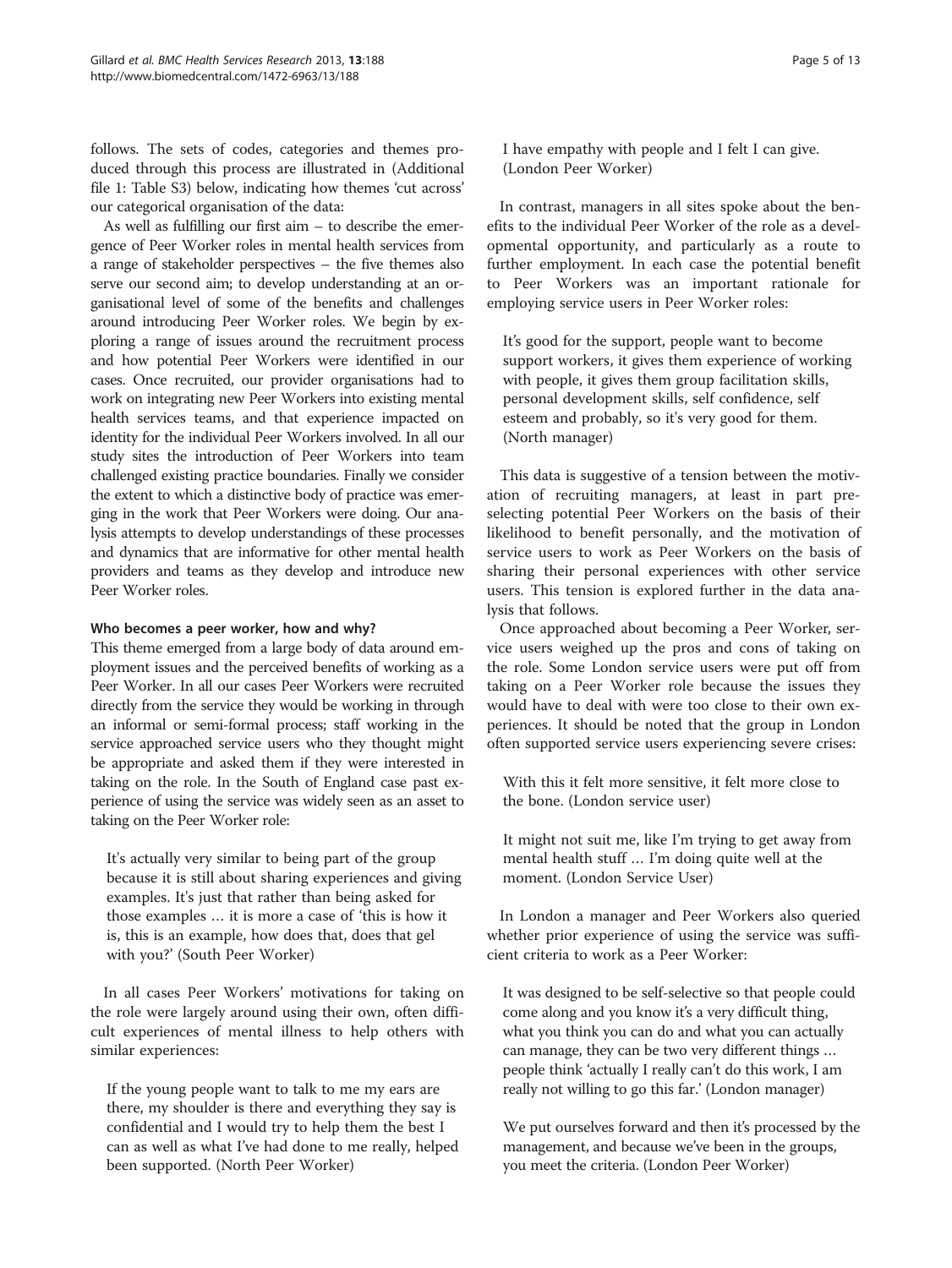follows. The sets of codes, categories and themes produced through this process are illustrated in (Additional file 1: Table S3) below, indicating how themes 'cut across' our categorical organisation of the data:

As well as fulfilling our first aim – to describe the emergence of Peer Worker roles in mental health services from a range of stakeholder perspectives – the five themes also serve our second aim; to develop understanding at an organisational level of some of the benefits and challenges around introducing Peer Worker roles. We begin by exploring a range of issues around the recruitment process and how potential Peer Workers were identified in our cases. Once recruited, our provider organisations had to work on integrating new Peer Workers into existing mental health services teams, and that experience impacted on identity for the individual Peer Workers involved. In all our study sites the introduction of Peer Workers into team challenged existing practice boundaries. Finally we consider the extent to which a distinctive body of practice was emerging in the work that Peer Workers were doing. Our analysis attempts to develop understandings of these processes and dynamics that are informative for other mental health providers and teams as they develop and introduce new Peer Worker roles.

### Who becomes a peer worker, how and why?

This theme emerged from a large body of data around employment issues and the perceived benefits of working as a Peer Worker. In all our cases Peer Workers were recruited directly from the service they would be working in through an informal or semi-formal process; staff working in the service approached service users who they thought might be appropriate and asked them if they were interested in taking on the role. In the South of England case past experience of using the service was widely seen as an asset to taking on the Peer Worker role:

> It's actually very similar to being part of the group because it is still about sharing experiences and giving examples. It's just that rather than being asked for those examples … it is more a case of 'this is how it is, this is an example, how does that, does that gel with you?' (South Peer Worker)

In all cases Peer Workers' motivations for taking on the role were largely around using their own, often difficult experiences of mental illness to help others with similar experiences:

> If the young people want to talk to me my ears are there, my shoulder is there and everything they say is confidential and I would try to help them the best I can as well as what I've had done to me really, helped been supported. (North Peer Worker)

> I have empathy with people and I felt I can give. (London Peer Worker)

In contrast, managers in all sites spoke about the benefits to the individual Peer Worker of the role as a developmental opportunity, and particularly as a route to further employment. In each case the potential benefit to Peer Workers was an important rationale for employing service users in Peer Worker roles:

> It's good for the support, people want to become support workers, it gives them experience of working with people, it gives them group facilitation skills, personal development skills, self confidence, self esteem and probably, so it's very good for them. (North manager)

This data is suggestive of a tension between the motivation of recruiting managers, at least in part preselecting potential Peer Workers on the basis of their likelihood to benefit personally, and the motivation of service users to work as Peer Workers on the basis of sharing their personal experiences with other service users. This tension is explored further in the data analysis that follows.

Once approached about becoming a Peer Worker, service users weighed up the pros and cons of taking on the role. Some London service users were put off from taking on a Peer Worker role because the issues they would have to deal with were too close to their own experiences. It should be noted that the group in London often supported service users experiencing severe crises:

> With this it felt more sensitive, it felt more close to the bone. (London service user)

> It might not suit me, like I'm trying to get away from mental health stuff … I'm doing quite well at the moment. (London Service User)

In London a manager and Peer Workers also queried whether prior experience of using the service was sufficient criteria to work as a Peer Worker:

> It was designed to be self-selective so that people could come along and you know it's a very difficult thing, what you think you can do and what you can actually can manage, they can be two very different things … people think 'actually I really can't do this work, I am really not willing to go this far.' (London manager)

> We put ourselves forward and then it's processed by the management, and because we've been in the groups, you meet the criteria. (London Peer Worker)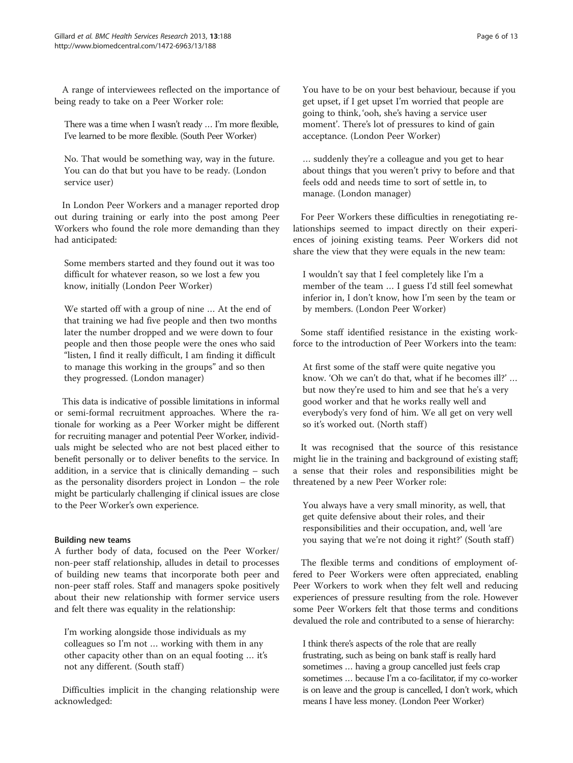A range of interviewees reflected on the importance of being ready to take on a Peer Worker role:

> There was a time when I wasn't ready … I'm more flexible, I've learned to be more flexible. (South Peer Worker)

> No. That would be something way, way in the future. You can do that but you have to be ready. (London service user)

In London Peer Workers and a manager reported drop out during training or early into the post among Peer Workers who found the role more demanding than they had anticipated:

> Some members started and they found out it was too difficult for whatever reason, so we lost a few you know, initially (London Peer Worker)

> We started off with a group of nine … At the end of that training we had five people and then two months later the number dropped and we were down to four people and then those people were the ones who said "listen, I find it really difficult, I am finding it difficult to manage this working in the groups" and so then they progressed. (London manager)

This data is indicative of possible limitations in informal or semi-formal recruitment approaches. Where the rationale for working as a Peer Worker might be different for recruiting manager and potential Peer Worker, individuals might be selected who are not best placed either to benefit personally or to deliver benefits to the service. In addition, in a service that is clinically demanding – such as the personality disorders project in London – the role might be particularly challenging if clinical issues are close to the Peer Worker's own experience.

#### Building new teams

A further body of data, focused on the Peer Worker/non-peer staff relationship, alludes in detail to processes of building new teams that incorporate both peer and non-peer staff roles. Staff and managers spoke positively about their new relationship with former service users and felt there was equality in the relationship:

> I'm working alongside those individuals as my colleagues so I'm not … working with them in any other capacity other than on an equal footing … it's not any different. (South staff)

Difficulties implicit in the changing relationship were acknowledged:

> You have to be on your best behaviour, because if you get upset, if I get upset I'm worried that people are going to think, 'ooh, she's having a service user moment'. There's lot of pressures to kind of gain acceptance. (London Peer Worker)

> … suddenly they're a colleague and you get to hear about things that you weren't privy to before and that feels odd and needs time to sort of settle in, to manage. (London manager)

For Peer Workers these difficulties in renegotiating relationships seemed to impact directly on their experiences of joining existing teams. Peer Workers did not share the view that they were equals in the new team:

> I wouldn't say that I feel completely like I'm a member of the team … I guess I'd still feel somewhat inferior in, I don't know, how I'm seen by the team or by members. (London Peer Worker)

Some staff identified resistance in the existing workforce to the introduction of Peer Workers into the team:

> At first some of the staff were quite negative you know. 'Oh we can't do that, what if he becomes ill?' … but now they're used to him and see that he's a very good worker and that he works really well and everybody's very fond of him. We all get on very well so it's worked out. (North staff)

It was recognised that the source of this resistance might lie in the training and background of existing staff; a sense that their roles and responsibilities might be threatened by a new Peer Worker role:

> You always have a very small minority, as well, that get quite defensive about their roles, and their responsibilities and their occupation, and, well 'are you saying that we're not doing it right?' (South staff)

The flexible terms and conditions of employment offered to Peer Workers were often appreciated, enabling Peer Workers to work when they felt well and reducing experiences of pressure resulting from the role. However some Peer Workers felt that those terms and conditions devalued the role and contributed to a sense of hierarchy:

> I think there's aspects of the role that are really frustrating, such as being on bank staff is really hard sometimes … having a group cancelled just feels crap sometimes … because I'm a co-facilitator, if my co-worker is on leave and the group is cancelled, I don't work, which means I have less money. (London Peer Worker)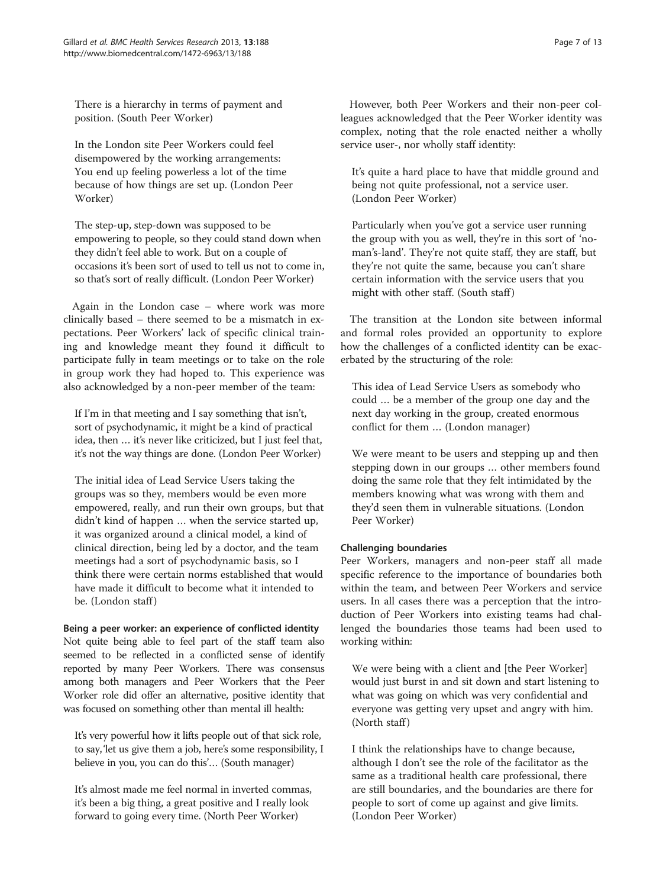> There is a hierarchy in terms of payment and position. (South Peer Worker)

In the London site Peer Workers could feel disempowered by the working arrangements:

> You end up feeling powerless a lot of the time because of how things are set up. (London Peer Worker)

> The step-up, step-down was supposed to be empowering to people, so they could stand down when they didn't feel able to work. But on a couple of occasions it's been sort of used to tell us not to come in, so that's sort of really difficult. (London Peer Worker)

Again in the London case – where work was more clinically based – there seemed to be a mismatch in expectations. Peer Workers' lack of specific clinical training and knowledge meant they found it difficult to participate fully in team meetings or to take on the role in group work they had hoped to. This experience was also acknowledged by a non-peer member of the team:

> If I'm in that meeting and I say something that isn't, sort of psychodynamic, it might be a kind of practical idea, then … it's never like criticized, but I just feel that, it's not the way things are done. (London Peer Worker)

> The initial idea of Lead Service Users taking the groups was so they, members would be even more empowered, really, and run their own groups, but that didn't kind of happen … when the service started up, it was organized around a clinical model, a kind of clinical direction, being led by a doctor, and the team meetings had a sort of psychodynamic basis, so I think there were certain norms established that would have made it difficult to become what it intended to be. (London staff)

#### Being a peer worker: an experience of conflicted identity

Not quite being able to feel part of the staff team also seemed to be reflected in a conflicted sense of identify reported by many Peer Workers. There was consensus among both managers and Peer Workers that the Peer Worker role did offer an alternative, positive identity that was focused on something other than mental ill health:

> It's very powerful how it lifts people out of that sick role, to say, 'let us give them a job, here's some responsibility, I believe in you, you can do this'… (South manager)

> It's almost made me feel normal in inverted commas, it's been a big thing, a great positive and I really look forward to going every time. (North Peer Worker)

However, both Peer Workers and their non-peer colleagues acknowledged that the Peer Worker identity was complex, noting that the role enacted neither a wholly service user-, nor wholly staff identity:

> It's quite a hard place to have that middle ground and being not quite professional, not a service user. (London Peer Worker)

> Particularly when you've got a service user running the group with you as well, they're in this sort of 'no-man's-land'. They're not quite staff, they are staff, but they're not quite the same, because you can't share certain information with the service users that you might with other staff. (South staff)

The transition at the London site between informal and formal roles provided an opportunity to explore how the challenges of a conflicted identity can be exacerbated by the structuring of the role:

> This idea of Lead Service Users as somebody who could … be a member of the group one day and the next day working in the group, created enormous conflict for them … (London manager)

> We were meant to be users and stepping up and then stepping down in our groups … other members found doing the same role that they felt intimidated by the members knowing what was wrong with them and they'd seen them in vulnerable situations. (London Peer Worker)

#### Challenging boundaries

Peer Workers, managers and non-peer staff all made specific reference to the importance of boundaries both within the team, and between Peer Workers and service users. In all cases there was a perception that the introduction of Peer Workers into existing teams had challenged the boundaries those teams had been used to working within:

> We were being with a client and [the Peer Worker] would just burst in and sit down and start listening to what was going on which was very confidential and everyone was getting very upset and angry with him. (North staff)

> I think the relationships have to change because, although I don't see the role of the facilitator as the same as a traditional health care professional, there are still boundaries, and the boundaries are there for people to sort of come up against and give limits. (London Peer Worker)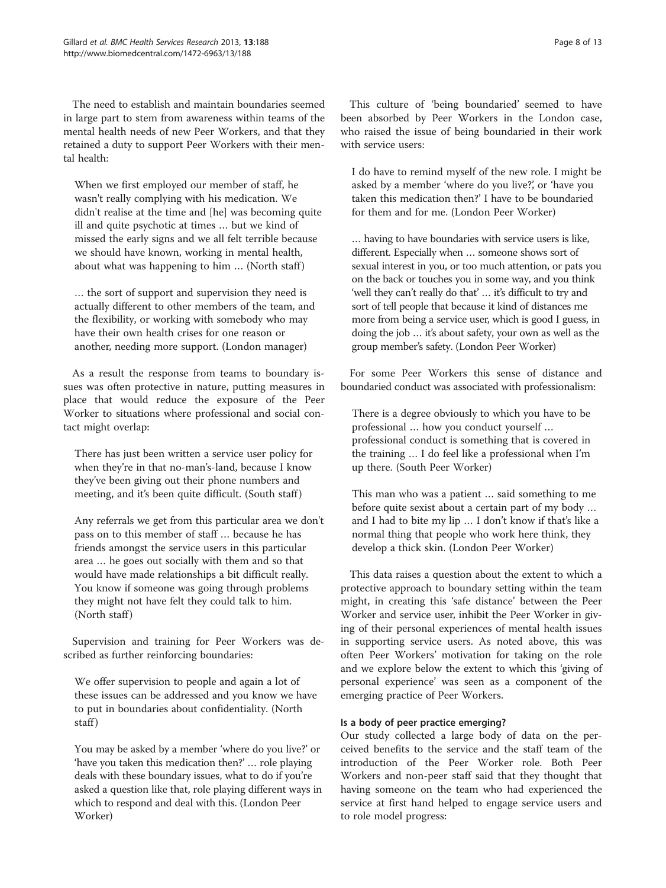The need to establish and maintain boundaries seemed in large part to stem from awareness within teams of the mental health needs of new Peer Workers, and that they retained a duty to support Peer Workers with their mental health:

> When we first employed our member of staff, he wasn't really complying with his medication. We didn't realise at the time and [he] was becoming quite ill and quite psychotic at times … but we kind of missed the early signs and we all felt terrible because we should have known, working in mental health, about what was happening to him … (North staff)

> … the sort of support and supervision they need is actually different to other members of the team, and the flexibility, or working with somebody who may have their own health crises for one reason or another, needing more support. (London manager)

As a result the response from teams to boundary issues was often protective in nature, putting measures in place that would reduce the exposure of the Peer Worker to situations where professional and social contact might overlap:

> There has just been written a service user policy for when they're in that no-man's-land, because I know they've been giving out their phone numbers and meeting, and it's been quite difficult. (South staff)

> Any referrals we get from this particular area we don't pass on to this member of staff … because he has friends amongst the service users in this particular area … he goes out socially with them and so that would have made relationships a bit difficult really. You know if someone was going through problems they might not have felt they could talk to him. (North staff)

Supervision and training for Peer Workers was described as further reinforcing boundaries:

> We offer supervision to people and again a lot of these issues can be addressed and you know we have to put in boundaries about confidentiality. (North staff)

> You may be asked by a member 'where do you live?' or 'have you taken this medication then?' … role playing deals with these boundary issues, what to do if you're asked a question like that, role playing different ways in which to respond and deal with this. (London Peer Worker)

This culture of 'being boundaried' seemed to have been absorbed by Peer Workers in the London case, who raised the issue of being boundaried in their work with service users:

> I do have to remind myself of the new role. I might be asked by a member 'where do you live?', or 'have you taken this medication then?' I have to be boundaried for them and for me. (London Peer Worker)

> … having to have boundaries with service users is like, different. Especially when … someone shows sort of sexual interest in you, or too much attention, or pats you on the back or touches you in some way, and you think 'well they can't really do that' … it's difficult to try and sort of tell people that because it kind of distances me more from being a service user, which is good I guess, in doing the job … it's about safety, your own as well as the group member's safety. (London Peer Worker)

For some Peer Workers this sense of distance and boundaried conduct was associated with professionalism:

> There is a degree obviously to which you have to be professional … how you conduct yourself … professional conduct is something that is covered in the training … I do feel like a professional when I'm up there. (South Peer Worker)

> This man who was a patient … said something to me before quite sexist about a certain part of my body … and I had to bite my lip … I don't know if that's like a normal thing that people who work here think, they develop a thick skin. (London Peer Worker)

This data raises a question about the extent to which a protective approach to boundary setting within the team might, in creating this 'safe distance' between the Peer Worker and service user, inhibit the Peer Worker in giving of their personal experiences of mental health issues in supporting service users. As noted above, this was often Peer Workers' motivation for taking on the role and we explore below the extent to which this 'giving of personal experience' was seen as a component of the emerging practice of Peer Workers.

#### Is a body of peer practice emerging?

Our study collected a large body of data on the perceived benefits to the service and the staff team of the introduction of the Peer Worker role. Both Peer Workers and non-peer staff said that they thought that having someone on the team who had experienced the service at first hand helped to engage service users and to role model progress: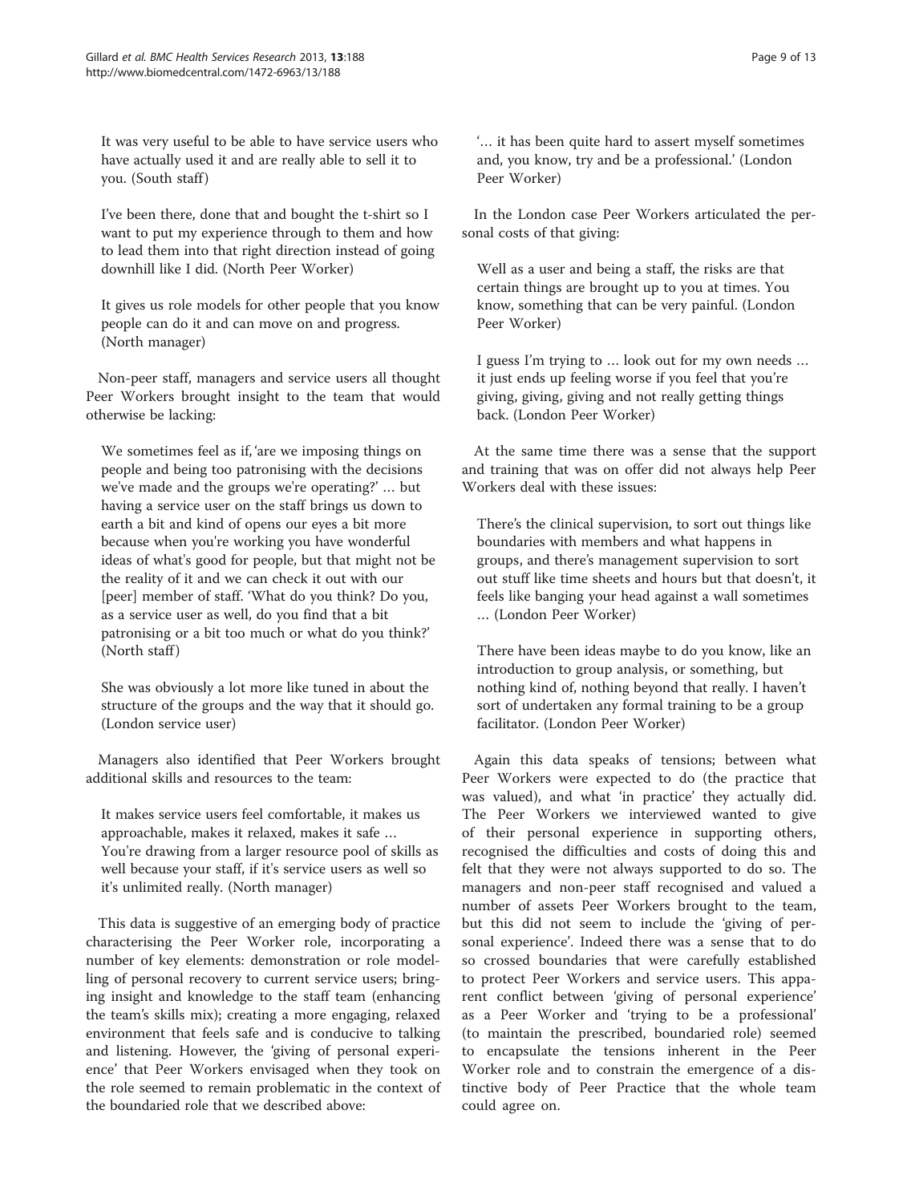> It was very useful to be able to have service users who have actually used it and are really able to sell it to you. (South staff)

> I've been there, done that and bought the t-shirt so I want to put my experience through to them and how to lead them into that right direction instead of going downhill like I did. (North Peer Worker)

> It gives us role models for other people that you know people can do it and can move on and progress. (North manager)

Non-peer staff, managers and service users all thought Peer Workers brought insight to the team that would otherwise be lacking:

> We sometimes feel as if, 'are we imposing things on people and being too patronising with the decisions we've made and the groups we're operating?' … but having a service user on the staff brings us down to earth a bit and kind of opens our eyes a bit more because when you're working you have wonderful ideas of what's good for people, but that might not be the reality of it and we can check it out with our [peer] member of staff. 'What do you think? Do you, as a service user as well, do you find that a bit patronising or a bit too much or what do you think?' (North staff)

> She was obviously a lot more like tuned in about the structure of the groups and the way that it should go. (London service user)

Managers also identified that Peer Workers brought additional skills and resources to the team:

> It makes service users feel comfortable, it makes us approachable, makes it relaxed, makes it safe … You're drawing from a larger resource pool of skills as well because your staff, if it's service users as well so it's unlimited really. (North manager)

This data is suggestive of an emerging body of practice characterising the Peer Worker role, incorporating a number of key elements: demonstration or role modelling of personal recovery to current service users; bringing insight and knowledge to the staff team (enhancing the team's skills mix); creating a more engaging, relaxed environment that feels safe and is conducive to talking and listening. However, the 'giving of personal experience' that Peer Workers envisaged when they took on the role seemed to remain problematic in the context of the boundaried role that we described above:

> '… it has been quite hard to assert myself sometimes and, you know, try and be a professional.' (London Peer Worker)

In the London case Peer Workers articulated the personal costs of that giving:

> Well as a user and being a staff, the risks are that certain things are brought up to you at times. You know, something that can be very painful. (London Peer Worker)

> I guess I'm trying to … look out for my own needs … it just ends up feeling worse if you feel that you're giving, giving, giving and not really getting things back. (London Peer Worker)

At the same time there was a sense that the support and training that was on offer did not always help Peer Workers deal with these issues:

> There's the clinical supervision, to sort out things like boundaries with members and what happens in groups, and there's management supervision to sort out stuff like time sheets and hours but that doesn't, it feels like banging your head against a wall sometimes … (London Peer Worker)

> There have been ideas maybe to do you know, like an introduction to group analysis, or something, but nothing kind of, nothing beyond that really. I haven't sort of undertaken any formal training to be a group facilitator. (London Peer Worker)

Again this data speaks of tensions; between what Peer Workers were expected to do (the practice that was valued), and what 'in practice' they actually did. The Peer Workers we interviewed wanted to give of their personal experience in supporting others, recognised the difficulties and costs of doing this and felt that they were not always supported to do so. The managers and non-peer staff recognised and valued a number of assets Peer Workers brought to the team, but this did not seem to include the 'giving of personal experience'. Indeed there was a sense that to do so crossed boundaries that were carefully established to protect Peer Workers and service users. This apparent conflict between 'giving of personal experience' as a Peer Worker and 'trying to be a professional' (to maintain the prescribed, boundaried role) seemed to encapsulate the tensions inherent in the Peer Worker role and to constrain the emergence of a distinctive body of Peer Practice that the whole team could agree on.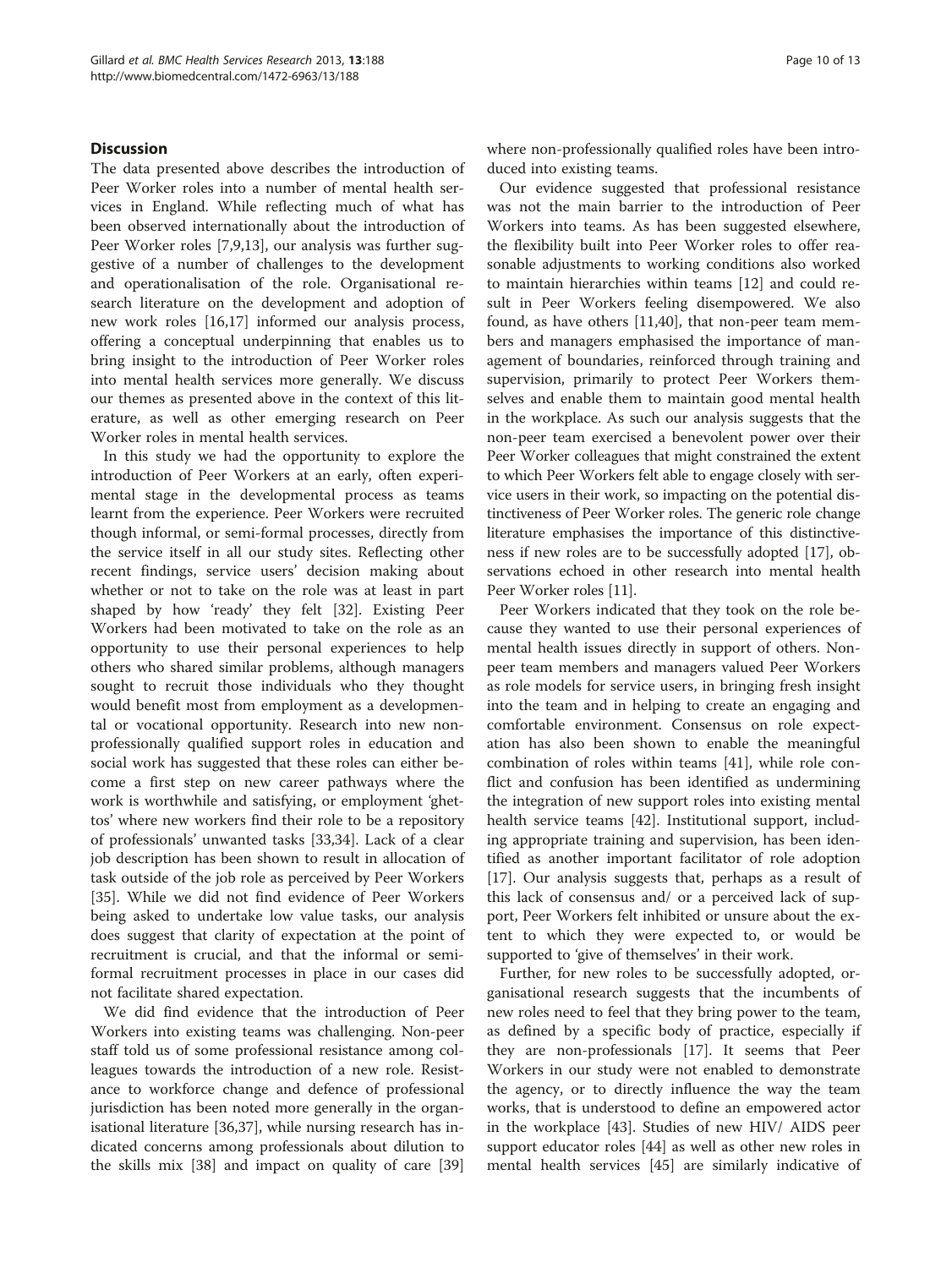## Discussion

The data presented above describes the introduction of Peer Worker roles into a number of mental health services in England. While reflecting much of what has been observed internationally about the introduction of Peer Worker roles [7,9,13], our analysis was further suggestive of a number of challenges to the development and operationalisation of the role. Organisational research literature on the development and adoption of new work roles [16,17] informed our analysis process, offering a conceptual underpinning that enables us to bring insight to the introduction of Peer Worker roles into mental health services more generally. We discuss our themes as presented above in the context of this literature, as well as other emerging research on Peer Worker roles in mental health services.

In this study we had the opportunity to explore the introduction of Peer Workers at an early, often experimental stage in the developmental process as teams learnt from the experience. Peer Workers were recruited though informal, or semi-formal processes, directly from the service itself in all our study sites. Reflecting other recent findings, service users' decision making about whether or not to take on the role was at least in part shaped by how 'ready' they felt [32]. Existing Peer Workers had been motivated to take on the role as an opportunity to use their personal experiences to help others who shared similar problems, although managers sought to recruit those individuals who they thought would benefit most from employment as a developmental or vocational opportunity. Research into new non-professionally qualified support roles in education and social work has suggested that these roles can either become a first step on new career pathways where the work is worthwhile and satisfying, or employment 'ghettos' where new workers find their role to be a repository of professionals' unwanted tasks [33,34]. Lack of a clear job description has been shown to result in allocation of task outside of the job role as perceived by Peer Workers [35]. While we did not find evidence of Peer Workers being asked to undertake low value tasks, our analysis does suggest that clarity of expectation at the point of recruitment is crucial, and that the informal or semi-formal recruitment processes in place in our cases did not facilitate shared expectation.

We did find evidence that the introduction of Peer Workers into existing teams was challenging. Non-peer staff told us of some professional resistance among colleagues towards the introduction of a new role. Resistance to workforce change and defence of professional jurisdiction has been noted more generally in the organisational literature [36,37], while nursing research has indicated concerns among professionals about dilution to the skills mix [38] and impact on quality of care [39] where non-professionally qualified roles have been introduced into existing teams.

Our evidence suggested that professional resistance was not the main barrier to the introduction of Peer Workers into teams. As has been suggested elsewhere, the flexibility built into Peer Worker roles to offer reasonable adjustments to working conditions also worked to maintain hierarchies within teams [12] and could result in Peer Workers feeling disempowered. We also found, as have others [11,40], that non-peer team members and managers emphasised the importance of management of boundaries, reinforced through training and supervision, primarily to protect Peer Workers themselves and enable them to maintain good mental health in the workplace. As such our analysis suggests that the non-peer team exercised a benevolent power over their Peer Worker colleagues that might constrained the extent to which Peer Workers felt able to engage closely with service users in their work, so impacting on the potential distinctiveness of Peer Worker roles. The generic role change literature emphasises the importance of this distinctiveness if new roles are to be successfully adopted [17], observations echoed in other research into mental health Peer Worker roles [11].

Peer Workers indicated that they took on the role because they wanted to use their personal experiences of mental health issues directly in support of others. Non-peer team members and managers valued Peer Workers as role models for service users, in bringing fresh insight into the team and in helping to create an engaging and comfortable environment. Consensus on role expectation has also been shown to enable the meaningful combination of roles within teams [41], while role conflict and confusion has been identified as undermining the integration of new support roles into existing mental health service teams [42]. Institutional support, including appropriate training and supervision, has been identified as another important facilitator of role adoption [17]. Our analysis suggests that, perhaps as a result of this lack of consensus and/ or a perceived lack of support, Peer Workers felt inhibited or unsure about the extent to which they were expected to, or would be supported to 'give of themselves' in their work.

Further, for new roles to be successfully adopted, organisational research suggests that the incumbents of new roles need to feel that they bring power to the team, as defined by a specific body of practice, especially if they are non-professionals [17]. It seems that Peer Workers in our study were not enabled to demonstrate the agency, or to directly influence the way the team works, that is understood to define an empowered actor in the workplace [43]. Studies of new HIV/ AIDS peer support educator roles [44] as well as other new roles in mental health services [45] are similarly indicative of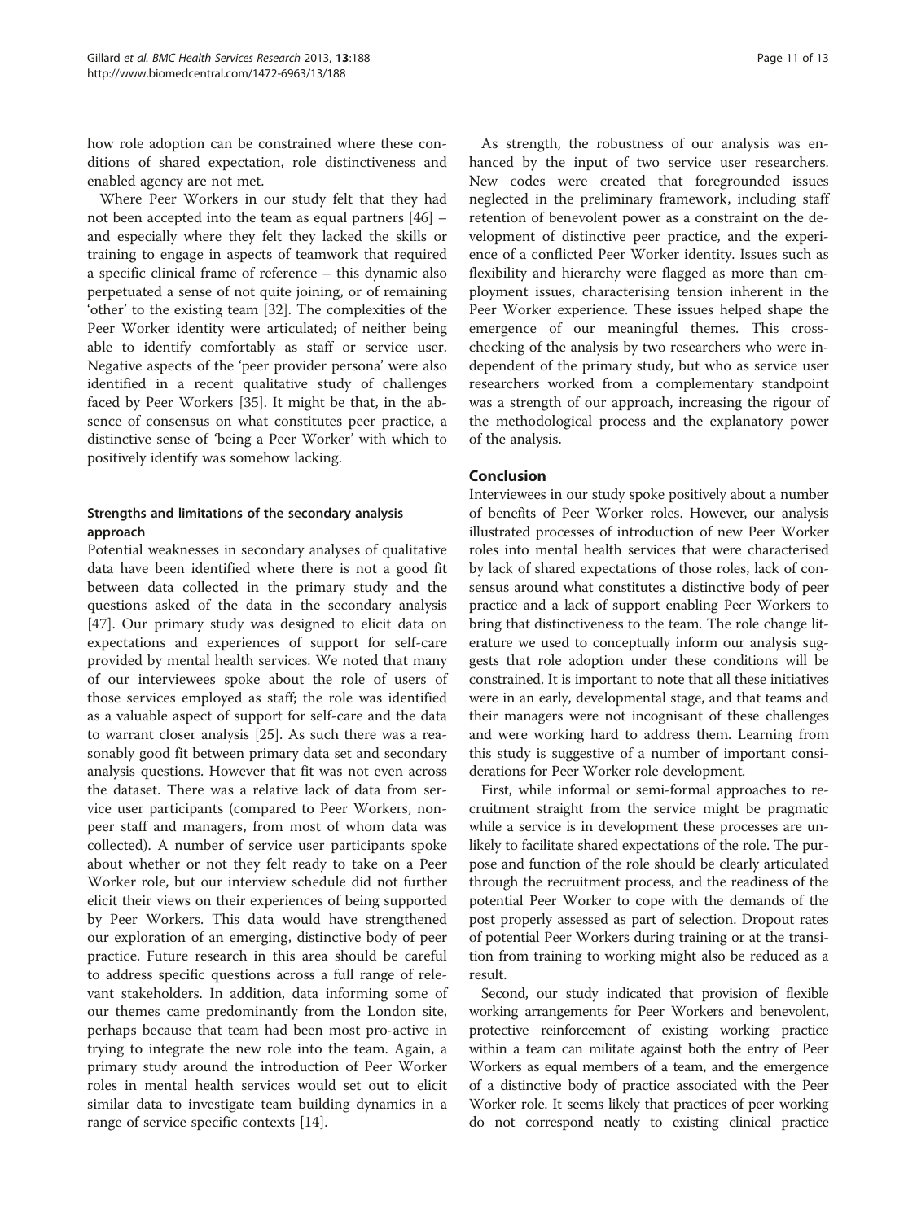how role adoption can be constrained where these conditions of shared expectation, role distinctiveness and enabled agency are not met.

Where Peer Workers in our study felt that they had not been accepted into the team as equal partners [46] – and especially where they felt they lacked the skills or training to engage in aspects of teamwork that required a specific clinical frame of reference – this dynamic also perpetuated a sense of not quite joining, or of remaining 'other' to the existing team [32]. The complexities of the Peer Worker identity were articulated; of neither being able to identify comfortably as staff or service user. Negative aspects of the 'peer provider persona' were also identified in a recent qualitative study of challenges faced by Peer Workers [35]. It might be that, in the absence of consensus on what constitutes peer practice, a distinctive sense of 'being a Peer Worker' with which to positively identify was somehow lacking.

### Strengths and limitations of the secondary analysis approach

Potential weaknesses in secondary analyses of qualitative data have been identified where there is not a good fit between data collected in the primary study and the questions asked of the data in the secondary analysis [47]. Our primary study was designed to elicit data on expectations and experiences of support for self-care provided by mental health services. We noted that many of our interviewees spoke about the role of users of those services employed as staff; the role was identified as a valuable aspect of support for self-care and the data to warrant closer analysis [25]. As such there was a reasonably good fit between primary data set and secondary analysis questions. However that fit was not even across the dataset. There was a relative lack of data from service user participants (compared to Peer Workers, non-peer staff and managers, from most of whom data was collected). A number of service user participants spoke about whether or not they felt ready to take on a Peer Worker role, but our interview schedule did not further elicit their views on their experiences of being supported by Peer Workers. This data would have strengthened our exploration of an emerging, distinctive body of peer practice. Future research in this area should be careful to address specific questions across a full range of relevant stakeholders. In addition, data informing some of our themes came predominantly from the London site, perhaps because that team had been most pro-active in trying to integrate the new role into the team. Again, a primary study around the introduction of Peer Worker roles in mental health services would set out to elicit similar data to investigate team building dynamics in a range of service specific contexts [14].

As strength, the robustness of our analysis was enhanced by the input of two service user researchers. New codes were created that foregrounded issues neglected in the preliminary framework, including staff retention of benevolent power as a constraint on the development of distinctive peer practice, and the experience of a conflicted Peer Worker identity. Issues such as flexibility and hierarchy were flagged as more than employment issues, characterising tension inherent in the Peer Worker experience. These issues helped shape the emergence of our meaningful themes. This cross-checking of the analysis by two researchers who were independent of the primary study, but who as service user researchers worked from a complementary standpoint was a strength of our approach, increasing the rigour of the methodological process and the explanatory power of the analysis.

## Conclusion

Interviewees in our study spoke positively about a number of benefits of Peer Worker roles. However, our analysis illustrated processes of introduction of new Peer Worker roles into mental health services that were characterised by lack of shared expectations of those roles, lack of consensus around what constitutes a distinctive body of peer practice and a lack of support enabling Peer Workers to bring that distinctiveness to the team. The role change literature we used to conceptually inform our analysis suggests that role adoption under these conditions will be constrained. It is important to note that all these initiatives were in an early, developmental stage, and that teams and their managers were not incognisant of these challenges and were working hard to address them. Learning from this study is suggestive of a number of important considerations for Peer Worker role development.

First, while informal or semi-formal approaches to recruitment straight from the service might be pragmatic while a service is in development these processes are unlikely to facilitate shared expectations of the role. The purpose and function of the role should be clearly articulated through the recruitment process, and the readiness of the potential Peer Worker to cope with the demands of the post properly assessed as part of selection. Dropout rates of potential Peer Workers during training or at the transition from training to working might also be reduced as a result.

Second, our study indicated that provision of flexible working arrangements for Peer Workers and benevolent, protective reinforcement of existing working practice within a team can militate against both the entry of Peer Workers as equal members of a team, and the emergence of a distinctive body of practice associated with the Peer Worker role. It seems likely that practices of peer working do not correspond neatly to existing clinical practice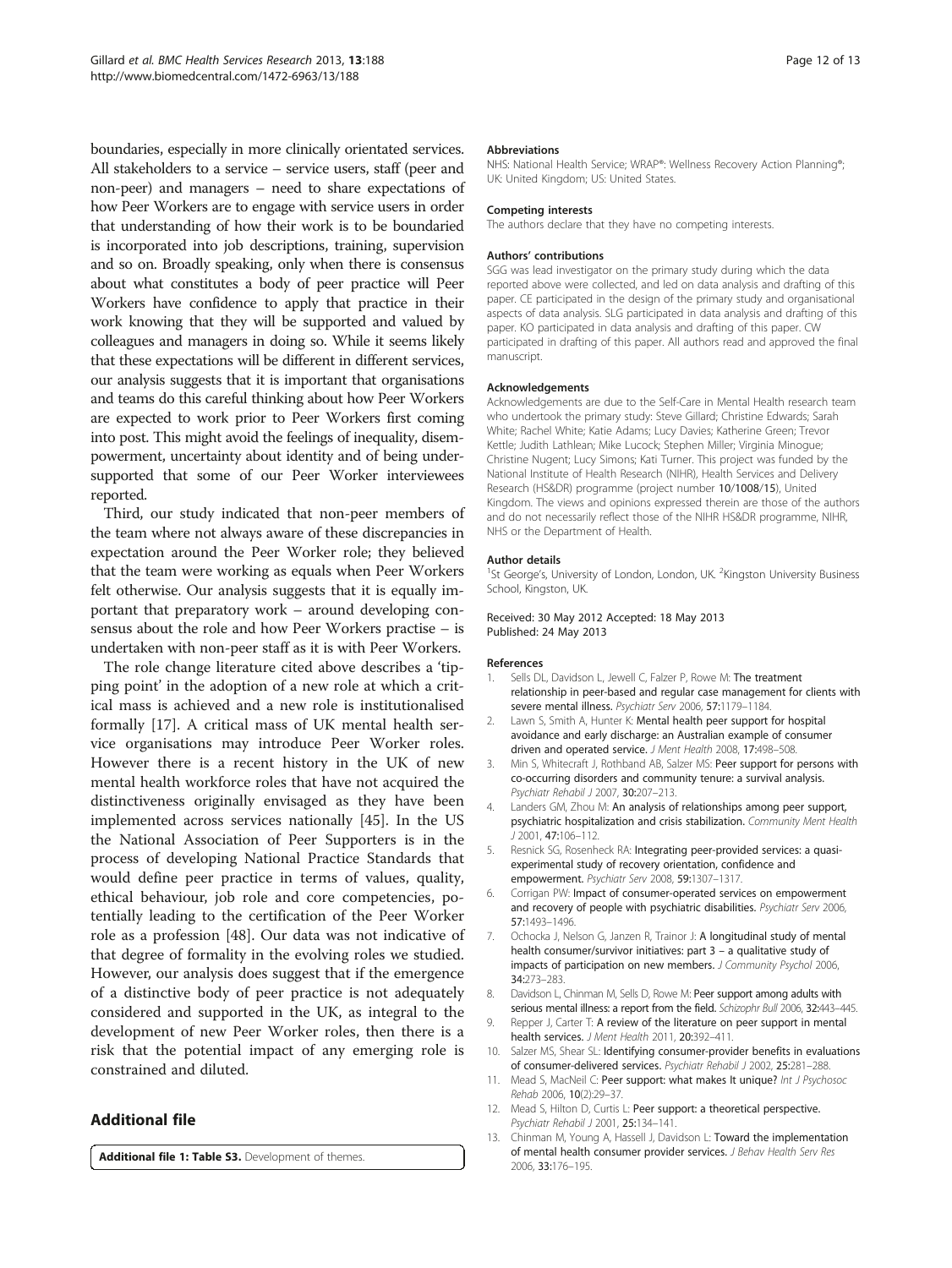boundaries, especially in more clinically orientated services. All stakeholders to a service – service users, staff (peer and non-peer) and managers – need to share expectations of how Peer Workers are to engage with service users in order that understanding of how their work is to be boundaried is incorporated into job descriptions, training, supervision and so on. Broadly speaking, only when there is consensus about what constitutes a body of peer practice will Peer Workers have confidence to apply that practice in their work knowing that they will be supported and valued by colleagues and managers in doing so. While it seems likely that these expectations will be different in different services, our analysis suggests that it is important that organisations and teams do this careful thinking about how Peer Workers are expected to work prior to Peer Workers first coming into post. This might avoid the feelings of inequality, disempowerment, uncertainty about identity and of being under-supported that some of our Peer Worker interviewees reported.

Third, our study indicated that non-peer members of the team where not always aware of these discrepancies in expectation around the Peer Worker role; they believed that the team were working as equals when Peer Workers felt otherwise. Our analysis suggests that it is equally important that preparatory work – around developing consensus about the role and how Peer Workers practise – is undertaken with non-peer staff as it is with Peer Workers.

The role change literature cited above describes a 'tipping point' in the adoption of a new role at which a critical mass is achieved and a new role is institutionalised formally [17]. A critical mass of UK mental health service organisations may introduce Peer Worker roles. However there is a recent history in the UK of new mental health workforce roles that have not acquired the distinctiveness originally envisaged as they have been implemented across services nationally [45]. In the US the National Association of Peer Supporters is in the process of developing National Practice Standards that would define peer practice in terms of values, quality, ethical behaviour, job role and core competencies, potentially leading to the certification of the Peer Worker role as a profession [48]. Our data was not indicative of that degree of formality in the evolving roles we studied. However, our analysis does suggest that if the emergence of a distinctive body of peer practice is not adequately considered and supported in the UK, as integral to the development of new Peer Worker roles, then there is a risk that the potential impact of any emerging role is constrained and diluted.

## Additional file

**Additional file 1: Table S3.** Development of themes.

#### Abbreviations

NHS: National Health Service; WRAP®: Wellness Recovery Action Planning®; UK: United Kingdom; US: United States.

#### Competing interests

The authors declare that they have no competing interests.

#### Authors' contributions

SGG was lead investigator on the primary study during which the data reported above were collected, and led on data analysis and drafting of this paper. CE participated in the design of the primary study and organisational aspects of data analysis. SLG participated in data analysis and drafting of this paper. KO participated in data analysis and drafting of this paper. CW participated in drafting of this paper. All authors read and approved the final manuscript.

#### Acknowledgements

Acknowledgements are due to the Self-Care in Mental Health research team who undertook the primary study: Steve Gillard; Christine Edwards; Sarah White; Rachel White; Katie Adams; Lucy Davies; Katherine Green; Trevor Kettle; Judith Lathlean; Mike Lucock; Stephen Miller; Virginia Minogue; Christine Nugent; Lucy Simons; Kati Turner. This project was funded by the National Institute of Health Research (NIHR), Health Services and Delivery Research (HS&DR) programme (project number 10/1008/15), United Kingdom. The views and opinions expressed therein are those of the authors and do not necessarily reflect those of the NIHR HS&DR programme, NIHR, NHS or the Department of Health.

#### Author details

[1]St George's, University of London, London, UK. [2]Kingston University Business School, Kingston, UK.

Received: 30 May 2012 Accepted: 18 May 2013
Published: 24 May 2013

#### References

1. Sells DL, Davidson L, Jewell C, Falzer P, Rowe M: **The treatment relationship in peer-based and regular case management for clients with severe mental illness.** *Psychiatr Serv* 2006, **57:**1179–1184.
2. Lawn S, Smith A, Hunter K: **Mental health peer support for hospital avoidance and early discharge: an Australian example of consumer driven and operated service.** *J Ment Health* 2008, **17:**498–508.
3. Min S, Whitecraft J, Rothband AB, Salzer MS: **Peer support for persons with co-occurring disorders and community tenure: a survival analysis.** *Psychiatr Rehabil J* 2007, **30:**207–213.
4. Landers GM, Zhou M: **An analysis of relationships among peer support, psychiatric hospitalization and crisis stabilization.** *Community Ment Health J* 2001, **47:**106–112.
5. Resnick SG, Rosenheck RA: **Integrating peer-provided services: a quasi-experimental study of recovery orientation, confidence and empowerment.** *Psychiatr Serv* 2008, **59:**1307–1317.
6. Corrigan PW: **Impact of consumer-operated services on empowerment and recovery of people with psychiatric disabilities.** *Psychiatr Serv* 2006, **57:**1493–1496.
7. Ochocka J, Nelson G, Janzen R, Trainor J: **A longitudinal study of mental health consumer/survivor initiatives: part 3 – a qualitative study of impacts of participation on new members.** *J Community Psychol* 2006, **34:**273–283.
8. Davidson L, Chinman M, Sells D, Rowe M: **Peer support among adults with serious mental illness: a report from the field.** *Schizophr Bull* 2006, **32:**443–445.
9. Repper J, Carter T: **A review of the literature on peer support in mental health services.** *J Ment Health* 2011, **20:**392–411.
10. Salzer MS, Shear SL: **Identifying consumer-provider benefits in evaluations of consumer-delivered services.** *Psychiatr Rehabil J* 2002, **25:**281–288.
11. Mead S, MacNeil C: **Peer support: what makes It unique?** *Int J Psychosoc Rehab* 2006, **10**(2):29–37.
12. Mead S, Hilton D, Curtis L: **Peer support: a theoretical perspective.** *Psychiatr Rehabil J* 2001, **25:**134–141.
13. Chinman M, Young A, Hassell J, Davidson L: **Toward the implementation of mental health consumer provider services.** *J Behav Health Serv Res* 2006, **33:**176–195.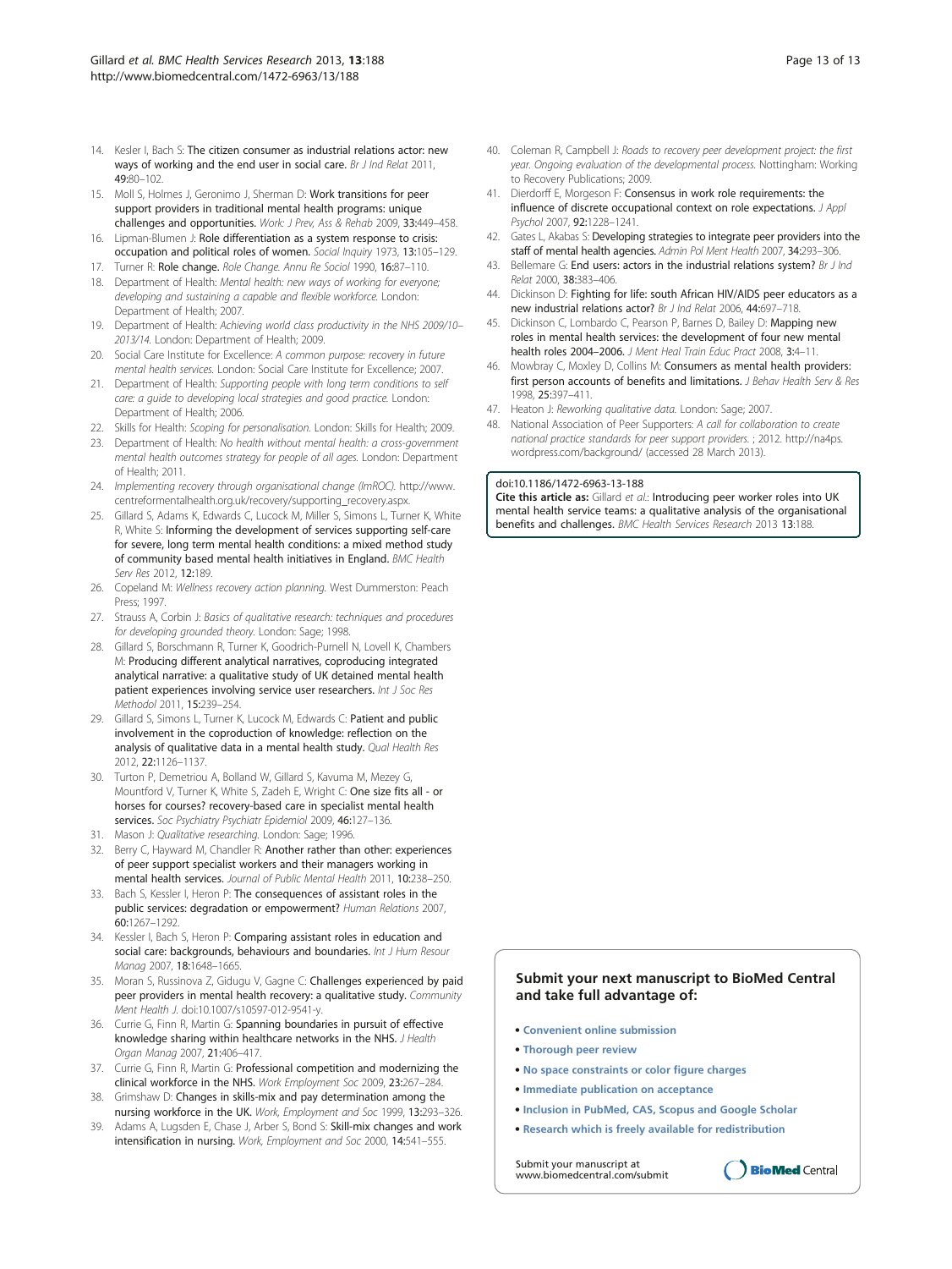14. Kesler I, Bach S: The citizen consumer as industrial relations actor: new ways of working and the end user in social care. *Br J Ind Relat* 2011, 49:80–102.
15. Moll S, Holmes J, Geronimo J, Sherman D: Work transitions for peer support providers in traditional mental health programs: unique challenges and opportunities. *Work: J Prev, Ass & Rehab* 2009, 33:449–458.
16. Lipman-Blumen J: Role differentiation as a system response to crisis: occupation and political roles of women. *Social Inquiry* 1973, 13:105–129.
17. Turner R: Role change. *Role Change. Annu Re Sociol* 1990, 16:87–110.
18. Department of Health: *Mental health: new ways of working for everyone; developing and sustaining a capable and flexible workforce.* London: Department of Health; 2007.
19. Department of Health: *Achieving world class productivity in the NHS 2009/10–2013/14.* London: Department of Health; 2009.
20. Social Care Institute for Excellence: *A common purpose: recovery in future mental health services.* London: Social Care Institute for Excellence; 2007.
21. Department of Health: *Supporting people with long term conditions to self care: a guide to developing local strategies and good practice.* London: Department of Health; 2006.
22. Skills for Health: *Scoping for personalisation.* London: Skills for Health; 2009.
23. Department of Health: *No health without mental health: a cross-government mental health outcomes strategy for people of all ages.* London: Department of Health; 2011.
24. *Implementing recovery through organisational change (ImROC).* http://www.centreformentalhealth.org.uk/recovery/supporting_recovery.aspx.
25. Gillard S, Adams K, Edwards C, Lucock M, Miller S, Simons L, Turner K, White R, White S: Informing the development of services supporting self-care for severe, long term mental health conditions: a mixed method study of community based mental health initiatives in England. *BMC Health Serv Res* 2012, 12:189.
26. Copeland M: *Wellness recovery action planning.* West Dummerston: Peach Press; 1997.
27. Strauss A, Corbin J: *Basics of qualitative research: techniques and procedures for developing grounded theory.* London: Sage; 1998.
28. Gillard S, Borschmann R, Turner K, Goodrich-Purnell N, Lovell K, Chambers M: Producing different analytical narratives, coproducing integrated analytical narrative: a qualitative study of UK detained mental health patient experiences involving service user researchers. *Int J Soc Res Methodol* 2011, 15:239–254.
29. Gillard S, Simons L, Turner K, Lucock M, Edwards C: Patient and public involvement in the coproduction of knowledge: reflection on the analysis of qualitative data in a mental health study. *Qual Health Res* 2012, 22:1126–1137.
30. Turton P, Demetriou A, Bolland W, Gillard S, Kavuma M, Mezey G, Mountford V, Turner K, White S, Zadeh E, Wright C: One size fits all - or horses for courses? recovery-based care in specialist mental health services. *Soc Psychiatry Psychiatr Epidemiol* 2009, 46:127–136.
31. Mason J: *Qualitative researching.* London: Sage; 1996.
32. Berry C, Hayward M, Chandler R: Another rather than other: experiences of peer support specialist workers and their managers working in mental health services. *Journal of Public Mental Health* 2011, 10:238–250.
33. Bach S, Kessler I, Heron P: The consequences of assistant roles in the public services: degradation or empowerment? *Human Relations* 2007, 60:1267–1292.
34. Kessler I, Bach S, Heron P: Comparing assistant roles in education and social care: backgrounds, behaviours and boundaries. *Int J Hum Resour Manag* 2007, 18:1648–1665.
35. Moran S, Russinova Z, Gidugu V, Gagne C: Challenges experienced by paid peer providers in mental health recovery: a qualitative study. *Community Ment Health J.* doi:10.1007/s10597-012-9541-y.
36. Currie G, Finn R, Martin G: Spanning boundaries in pursuit of effective knowledge sharing within healthcare networks in the NHS. *J Health Organ Manag* 2007, 21:406–417.
37. Currie G, Finn R, Martin G: Professional competition and modernizing the clinical workforce in the NHS. *Work Employment Soc* 2009, 23:267–284.
38. Grimshaw D: Changes in skills-mix and pay determination among the nursing workforce in the UK. *Work, Employment and Soc* 1999, 13:293–326.
39. Adams A, Lugsden E, Chase J, Arber S, Bond S: Skill-mix changes and work intensification in nursing. *Work, Employment and Soc* 2000, 14:541–555.
40. Coleman R, Campbell J: *Roads to recovery peer development project: the first year. Ongoing evaluation of the developmental process.* Nottingham: Working to Recovery Publications; 2009.
41. Dierdorff E, Morgeson F: Consensus in work role requirements: the influence of discrete occupational context on role expectations. *J Appl Psychol* 2007, 92:1228–1241.
42. Gates L, Akabas S: Developing strategies to integrate peer providers into the staff of mental health agencies. *Admin Pol Ment Health* 2007, 34:293–306.
43. Bellemare G: End users: actors in the industrial relations system? *Br J Ind Relat* 2000, 38:383–406.
44. Dickinson D: Fighting for life: south African HIV/AIDS peer educators as a new industrial relations actor? *Br J Ind Relat* 2006, 44:697–718.
45. Dickinson C, Lombardo C, Pearson P, Barnes D, Bailey D: Mapping new roles in mental health services: the development of four new mental health roles 2004–2006. *J Ment Heal Train Educ Pract* 2008, 3:4–11.
46. Mowbray C, Moxley D, Collins M: Consumers as mental health providers: first person accounts of benefits and limitations. *J Behav Health Serv & Res* 1998, 25:397–411.
47. Heaton J: *Reworking qualitative data.* London: Sage; 2007.
48. National Association of Peer Supporters: *A call for collaboration to create national practice standards for peer support providers.* ; 2012. http://na4ps.wordpress.com/background/ (accessed 28 March 2013).

doi:10.1186/1472-6963-13-188

**Cite this article as:** Gillard *et al.*: Introducing peer worker roles into UK mental health service teams: a qualitative analysis of the organisational benefits and challenges. *BMC Health Services Research* 2013 13:188.

**Submit your next manuscript to BioMed Central and take full advantage of:**

- Convenient online submission
- Thorough peer review
- No space constraints or color figure charges
- Immediate publication on acceptance
- Inclusion in PubMed, CAS, Scopus and Google Scholar
- Research which is freely available for redistribution

Submit your manuscript at www.biomedcentral.com/submit

BioMed Central